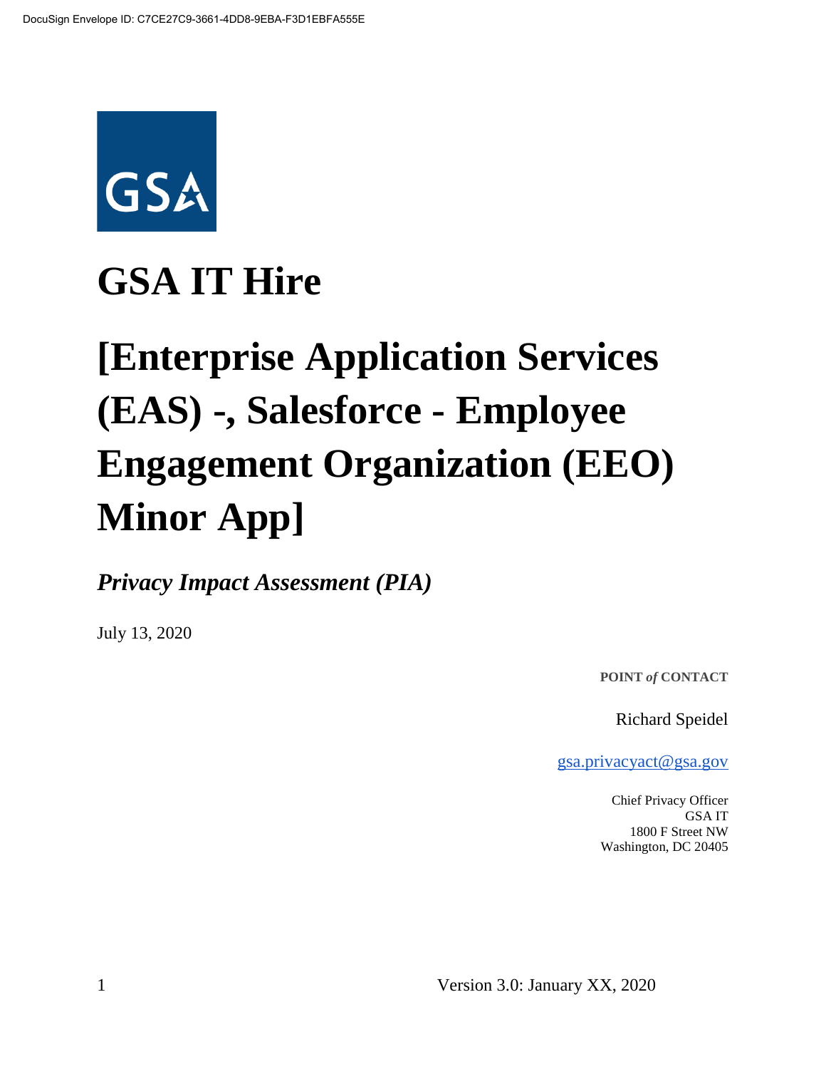# GSA IT Hire

# [Enterprise Application Services (EAS) -, Salesforce - Employee Engagement Organization (EEO) Minor App]

***Privacy Impact Assessment (PIA)***

July 13, 2020

**POINT *of* CONTACT**

Richard Speidel

gsa.privacyact@gsa.gov

Chief Privacy Officer
GSA IT
1800 F Street NW
Washington, DC 20405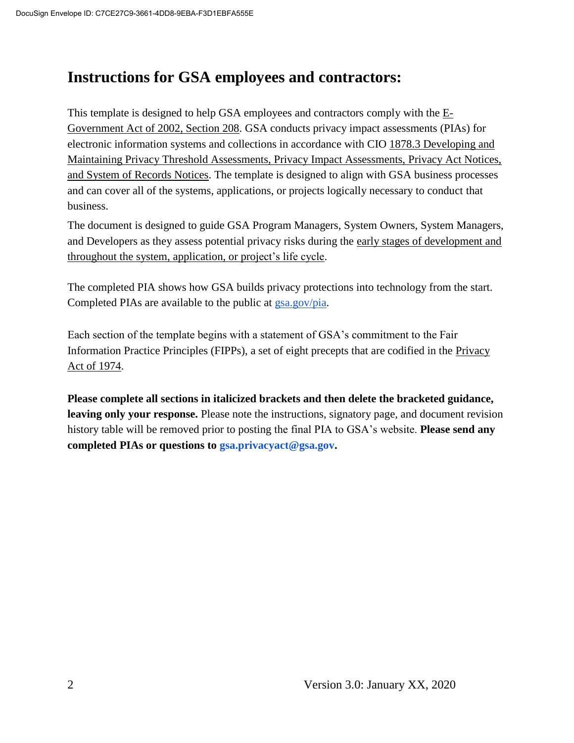# Instructions for GSA employees and contractors:

This template is designed to help GSA employees and contractors comply with the E-Government Act of 2002, Section 208. GSA conducts privacy impact assessments (PIAs) for electronic information systems and collections in accordance with CIO 1878.3 Developing and Maintaining Privacy Threshold Assessments, Privacy Impact Assessments, Privacy Act Notices, and System of Records Notices. The template is designed to align with GSA business processes and can cover all of the systems, applications, or projects logically necessary to conduct that business.

The document is designed to guide GSA Program Managers, System Owners, System Managers, and Developers as they assess potential privacy risks during the early stages of development and throughout the system, application, or project's life cycle.

The completed PIA shows how GSA builds privacy protections into technology from the start. Completed PIAs are available to the public at gsa.gov/pia.

Each section of the template begins with a statement of GSA's commitment to the Fair Information Practice Principles (FIPPs), a set of eight precepts that are codified in the Privacy Act of 1974.

**Please complete all sections in italicized brackets and then delete the bracketed guidance, leaving only your response.** Please note the instructions, signatory page, and document revision history table will be removed prior to posting the final PIA to GSA's website. **Please send any completed PIAs or questions to gsa.privacyact@gsa.gov.**

Version 3.0: January XX, 2020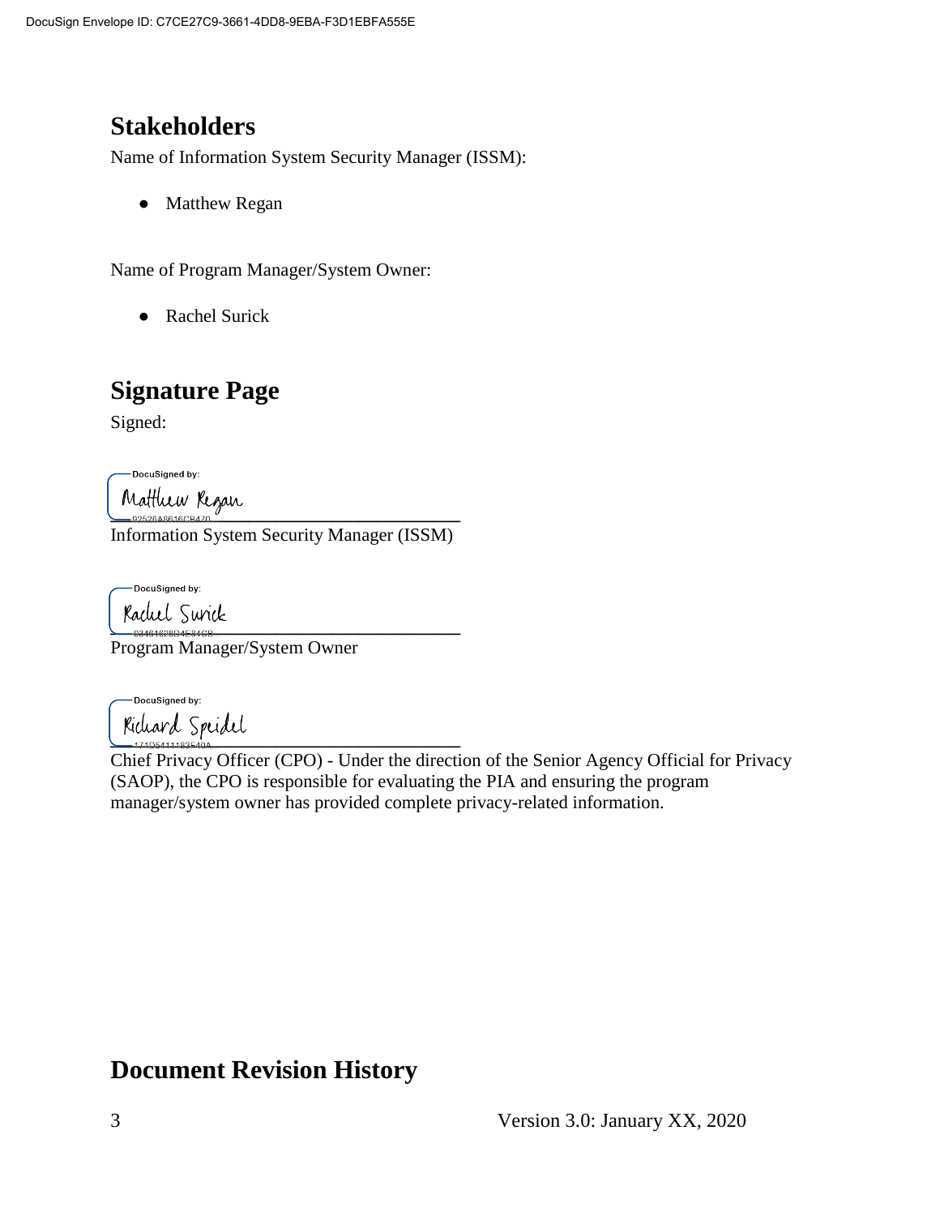## Stakeholders

Name of Information System Security Manager (ISSM):

- Matthew Regan

Name of Program Manager/System Owner:

- Rachel Surick

## Signature Page

Signed:

DocuSigned by: Matthew Regan
92526A8616CB470

Information System Security Manager (ISSM)

DocuSigned by: Rachel Surick
83461628D4E84CB

Program Manager/System Owner

DocuSigned by: Richard Speidel
171D5411183E40A

Chief Privacy Officer (CPO) - Under the direction of the Senior Agency Official for Privacy (SAOP), the CPO is responsible for evaluating the PIA and ensuring the program manager/system owner has provided complete privacy-related information.

## Document Revision History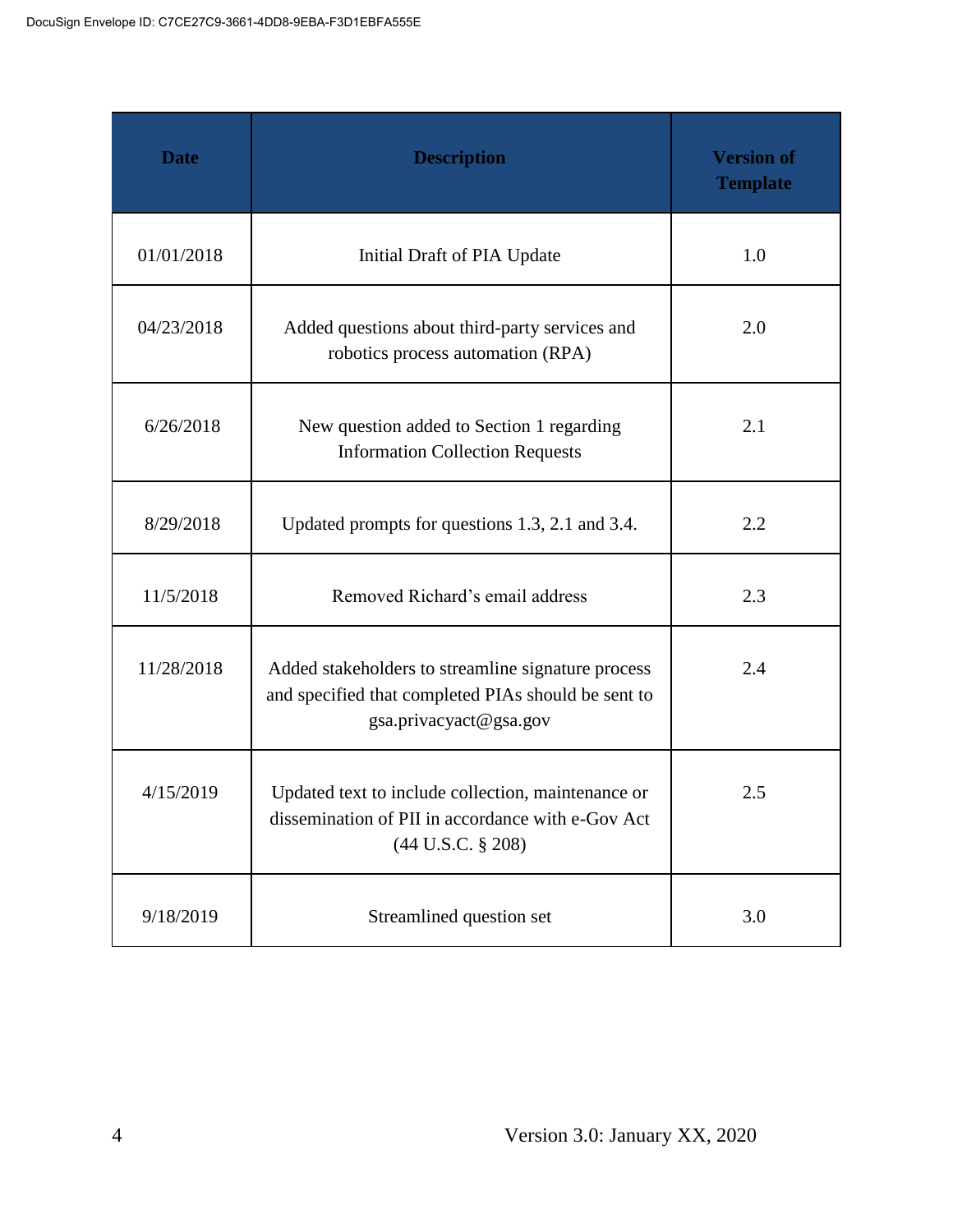| Date | Description | Version of Template |
|---|---|---|
| 01/01/2018 | Initial Draft of PIA Update | 1.0 |
| 04/23/2018 | Added questions about third-party services and robotics process automation (RPA) | 2.0 |
| 6/26/2018 | New question added to Section 1 regarding Information Collection Requests | 2.1 |
| 8/29/2018 | Updated prompts for questions 1.3, 2.1 and 3.4. | 2.2 |
| 11/5/2018 | Removed Richard's email address | 2.3 |
| 11/28/2018 | Added stakeholders to streamline signature process and specified that completed PIAs should be sent to gsa.privacyact@gsa.gov | 2.4 |
| 4/15/2019 | Updated text to include collection, maintenance or dissemination of PII in accordance with e-Gov Act (44 U.S.C. § 208) | 2.5 |
| 9/18/2019 | Streamlined question set | 3.0 |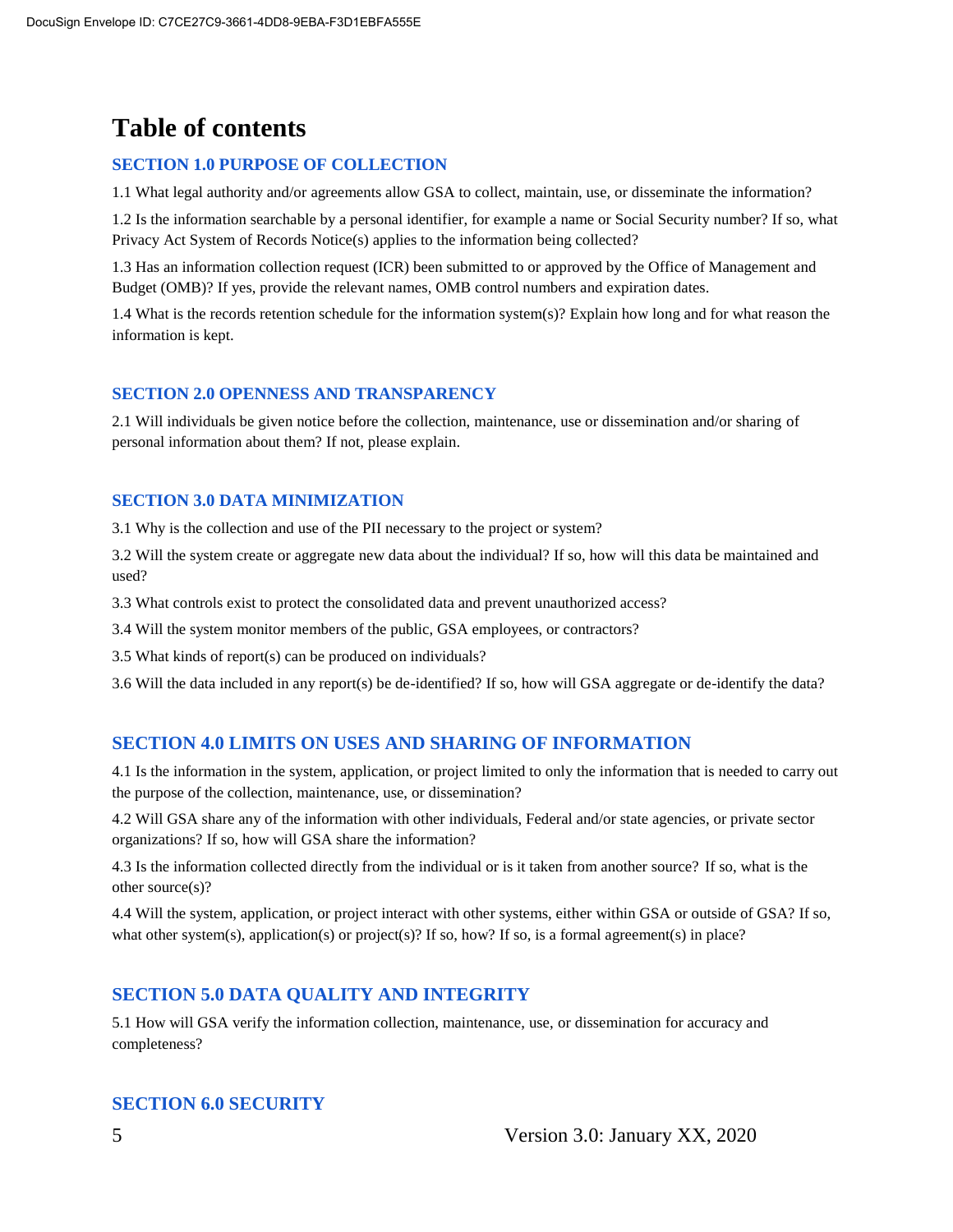# Table of contents

## SECTION 1.0 PURPOSE OF COLLECTION

1.1 What legal authority and/or agreements allow GSA to collect, maintain, use, or disseminate the information?

1.2 Is the information searchable by a personal identifier, for example a name or Social Security number? If so, what Privacy Act System of Records Notice(s) applies to the information being collected?

1.3 Has an information collection request (ICR) been submitted to or approved by the Office of Management and Budget (OMB)? If yes, provide the relevant names, OMB control numbers and expiration dates.

1.4 What is the records retention schedule for the information system(s)? Explain how long and for what reason the information is kept.

## SECTION 2.0 OPENNESS AND TRANSPARENCY

2.1 Will individuals be given notice before the collection, maintenance, use or dissemination and/or sharing of personal information about them? If not, please explain.

## SECTION 3.0 DATA MINIMIZATION

3.1 Why is the collection and use of the PII necessary to the project or system?

3.2 Will the system create or aggregate new data about the individual? If so, how will this data be maintained and used?

3.3 What controls exist to protect the consolidated data and prevent unauthorized access?

3.4 Will the system monitor members of the public, GSA employees, or contractors?

3.5 What kinds of report(s) can be produced on individuals?

3.6 Will the data included in any report(s) be de-identified? If so, how will GSA aggregate or de-identify the data?

## SECTION 4.0 LIMITS ON USES AND SHARING OF INFORMATION

4.1 Is the information in the system, application, or project limited to only the information that is needed to carry out the purpose of the collection, maintenance, use, or dissemination?

4.2 Will GSA share any of the information with other individuals, Federal and/or state agencies, or private sector organizations? If so, how will GSA share the information?

4.3 Is the information collected directly from the individual or is it taken from another source? If so, what is the other source(s)?

4.4 Will the system, application, or project interact with other systems, either within GSA or outside of GSA? If so, what other system(s), application(s) or project(s)? If so, how? If so, is a formal agreement(s) in place?

## SECTION 5.0 DATA QUALITY AND INTEGRITY

5.1 How will GSA verify the information collection, maintenance, use, or dissemination for accuracy and completeness?

## SECTION 6.0 SECURITY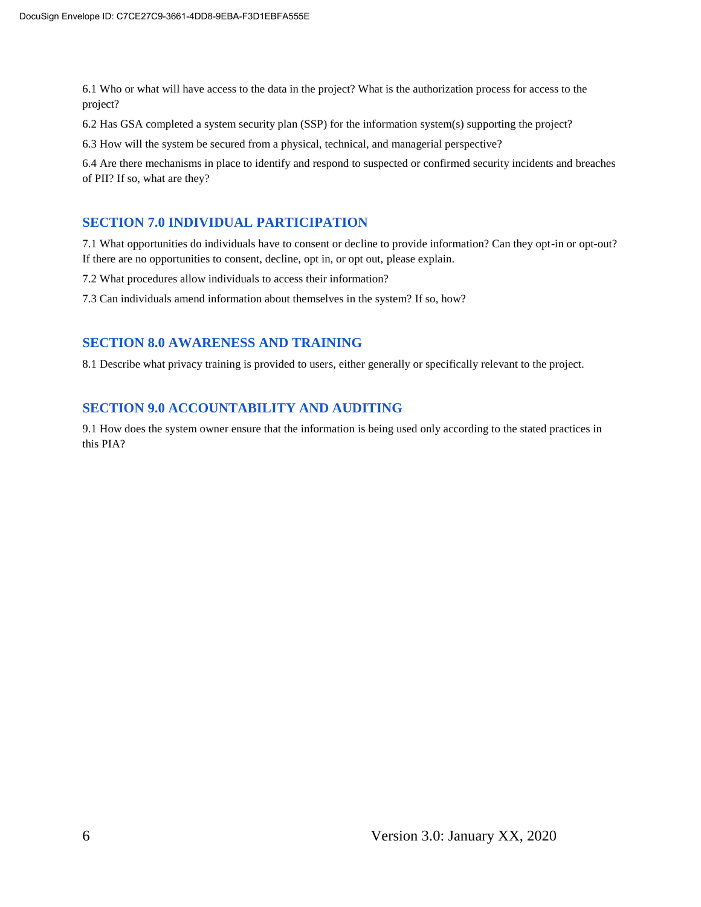6.1 Who or what will have access to the data in the project? What is the authorization process for access to the project?

6.2 Has GSA completed a system security plan (SSP) for the information system(s) supporting the project?

6.3 How will the system be secured from a physical, technical, and managerial perspective?

6.4 Are there mechanisms in place to identify and respond to suspected or confirmed security incidents and breaches of PII? If so, what are they?

## SECTION 7.0 INDIVIDUAL PARTICIPATION

7.1 What opportunities do individuals have to consent or decline to provide information? Can they opt-in or opt-out? If there are no opportunities to consent, decline, opt in, or opt out, please explain.

7.2 What procedures allow individuals to access their information?

7.3 Can individuals amend information about themselves in the system? If so, how?

## SECTION 8.0 AWARENESS AND TRAINING

8.1 Describe what privacy training is provided to users, either generally or specifically relevant to the project.

## SECTION 9.0 ACCOUNTABILITY AND AUDITING

9.1 How does the system owner ensure that the information is being used only according to the stated practices in this PIA?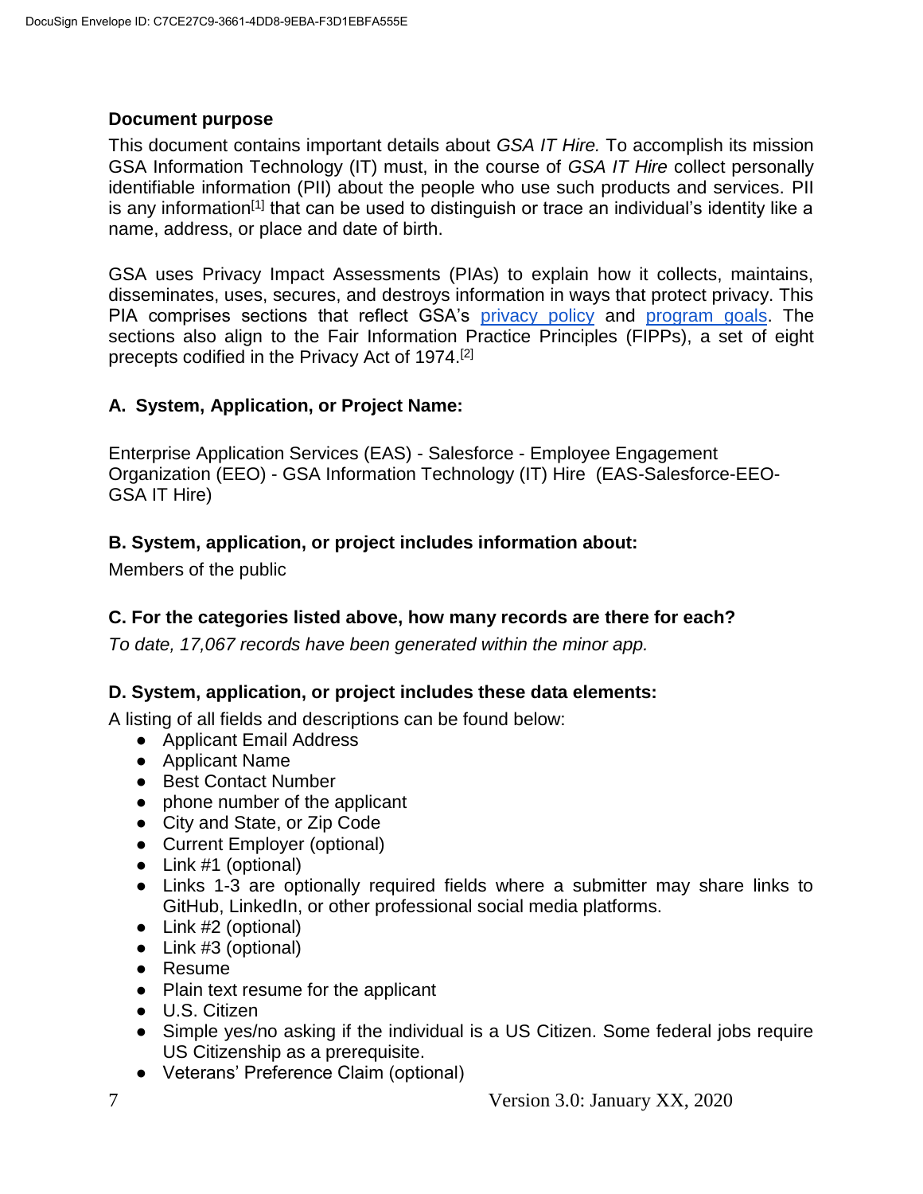### Document purpose

This document contains important details about *GSA IT Hire.* To accomplish its mission GSA Information Technology (IT) must, in the course of *GSA IT Hire* collect personally identifiable information (PII) about the people who use such products and services. PII is any information[1] that can be used to distinguish or trace an individual's identity like a name, address, or place and date of birth.

GSA uses Privacy Impact Assessments (PIAs) to explain how it collects, maintains, disseminates, uses, secures, and destroys information in ways that protect privacy. This PIA comprises sections that reflect GSA's [privacy policy]() and [program goals](). The sections also align to the Fair Information Practice Principles (FIPPs), a set of eight precepts codified in the Privacy Act of 1974.[2]

### A. System, Application, or Project Name:

Enterprise Application Services (EAS) - Salesforce - Employee Engagement Organization (EEO) - GSA Information Technology (IT) Hire (EAS-Salesforce-EEO-GSA IT Hire)

### B. System, application, or project includes information about:

Members of the public

### C. For the categories listed above, how many records are there for each?

*To date, 17,067 records have been generated within the minor app.*

### D. System, application, or project includes these data elements:

A listing of all fields and descriptions can be found below:

- Applicant Email Address
- Applicant Name
- Best Contact Number
- phone number of the applicant
- City and State, or Zip Code
- Current Employer (optional)
- Link #1 (optional)
- Links 1-3 are optionally required fields where a submitter may share links to GitHub, LinkedIn, or other professional social media platforms.
- Link #2 (optional)
- Link #3 (optional)
- Resume
- Plain text resume for the applicant
- U.S. Citizen
- Simple yes/no asking if the individual is a US Citizen. Some federal jobs require US Citizenship as a prerequisite.
- Veterans' Preference Claim (optional)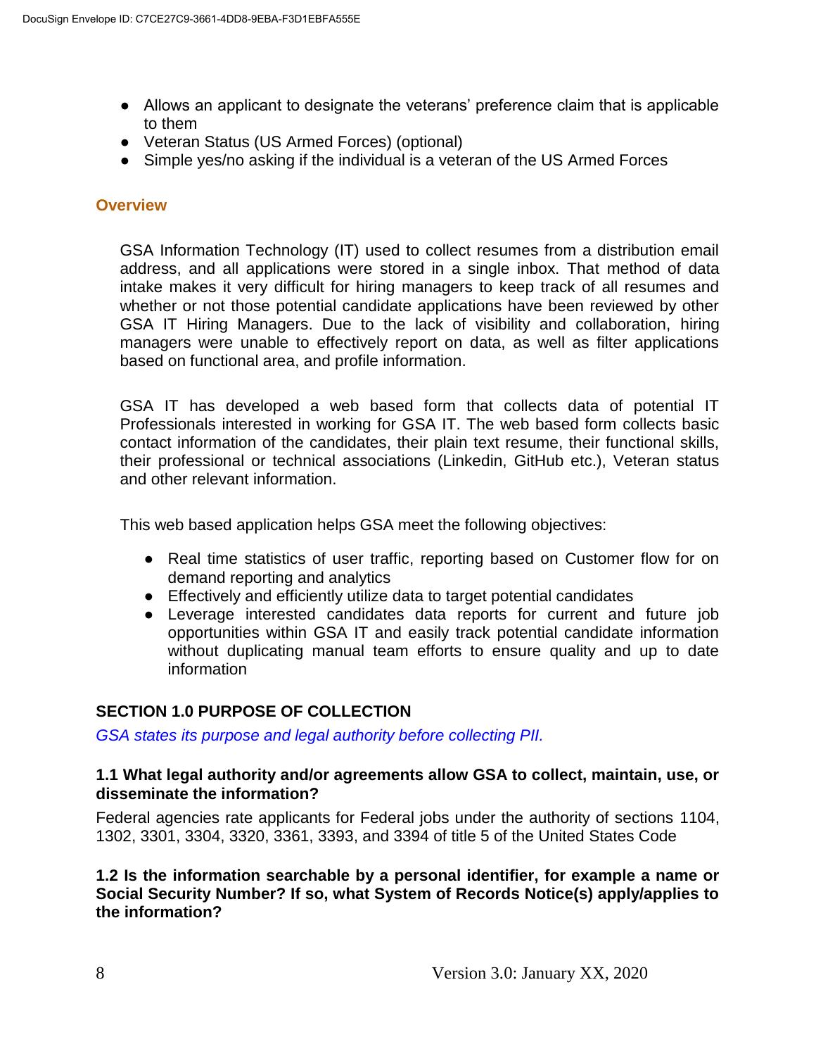- Allows an applicant to designate the veterans' preference claim that is applicable to them
- Veteran Status (US Armed Forces) (optional)
- Simple yes/no asking if the individual is a veteran of the US Armed Forces

## Overview

GSA Information Technology (IT) used to collect resumes from a distribution email address, and all applications were stored in a single inbox. That method of data intake makes it very difficult for hiring managers to keep track of all resumes and whether or not those potential candidate applications have been reviewed by other GSA IT Hiring Managers. Due to the lack of visibility and collaboration, hiring managers were unable to effectively report on data, as well as filter applications based on functional area, and profile information.

GSA IT has developed a web based form that collects data of potential IT Professionals interested in working for GSA IT. The web based form collects basic contact information of the candidates, their plain text resume, their functional skills, their professional or technical associations (Linkedin, GitHub etc.), Veteran status and other relevant information.

This web based application helps GSA meet the following objectives:

- Real time statistics of user traffic, reporting based on Customer flow for on demand reporting and analytics
- Effectively and efficiently utilize data to target potential candidates
- Leverage interested candidates data reports for current and future job opportunities within GSA IT and easily track potential candidate information without duplicating manual team efforts to ensure quality and up to date information

## SECTION 1.0 PURPOSE OF COLLECTION

*GSA states its purpose and legal authority before collecting PII.*

### 1.1 What legal authority and/or agreements allow GSA to collect, maintain, use, or disseminate the information?

Federal agencies rate applicants for Federal jobs under the authority of sections 1104, 1302, 3301, 3304, 3320, 3361, 3393, and 3394 of title 5 of the United States Code

### 1.2 Is the information searchable by a personal identifier, for example a name or Social Security Number? If so, what System of Records Notice(s) apply/applies to the information?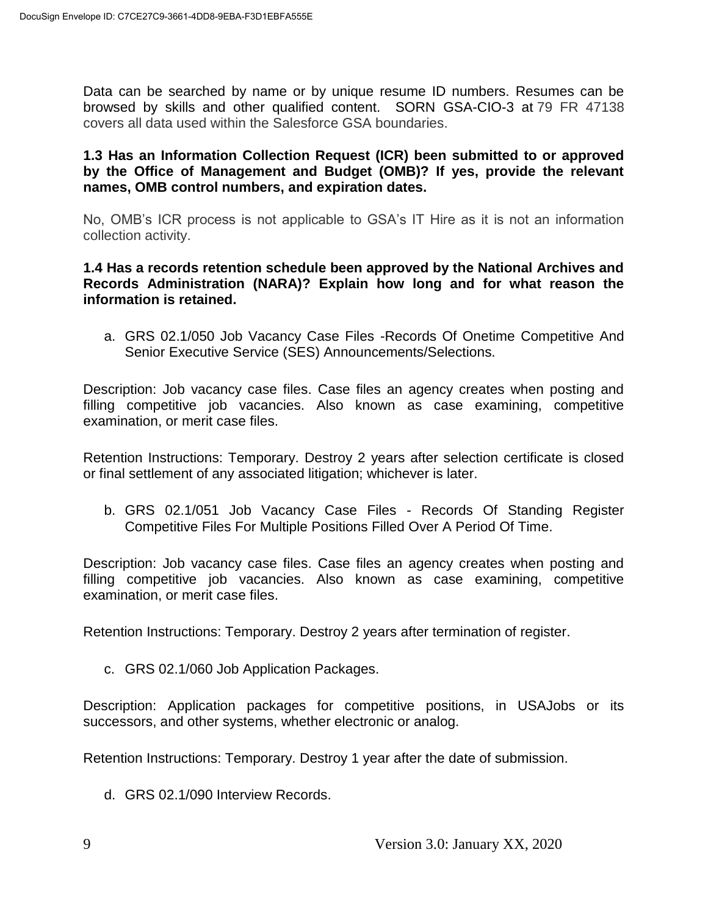Data can be searched by name or by unique resume ID numbers. Resumes can be browsed by skills and other qualified content. SORN GSA-CIO-3 at 79 FR 47138 covers all data used within the Salesforce GSA boundaries.

**1.3 Has an Information Collection Request (ICR) been submitted to or approved by the Office of Management and Budget (OMB)? If yes, provide the relevant names, OMB control numbers, and expiration dates.**

No, OMB's ICR process is not applicable to GSA's IT Hire as it is not an information collection activity.

**1.4 Has a records retention schedule been approved by the National Archives and Records Administration (NARA)? Explain how long and for what reason the information is retained.**

a. GRS 02.1/050 Job Vacancy Case Files -Records Of Onetime Competitive And Senior Executive Service (SES) Announcements/Selections.

Description: Job vacancy case files. Case files an agency creates when posting and filling competitive job vacancies. Also known as case examining, competitive examination, or merit case files.

Retention Instructions: Temporary. Destroy 2 years after selection certificate is closed or final settlement of any associated litigation; whichever is later.

b. GRS 02.1/051 Job Vacancy Case Files - Records Of Standing Register Competitive Files For Multiple Positions Filled Over A Period Of Time.

Description: Job vacancy case files. Case files an agency creates when posting and filling competitive job vacancies. Also known as case examining, competitive examination, or merit case files.

Retention Instructions: Temporary. Destroy 2 years after termination of register.

c. GRS 02.1/060 Job Application Packages.

Description: Application packages for competitive positions, in USAJobs or its successors, and other systems, whether electronic or analog.

Retention Instructions: Temporary. Destroy 1 year after the date of submission.

d. GRS 02.1/090 Interview Records.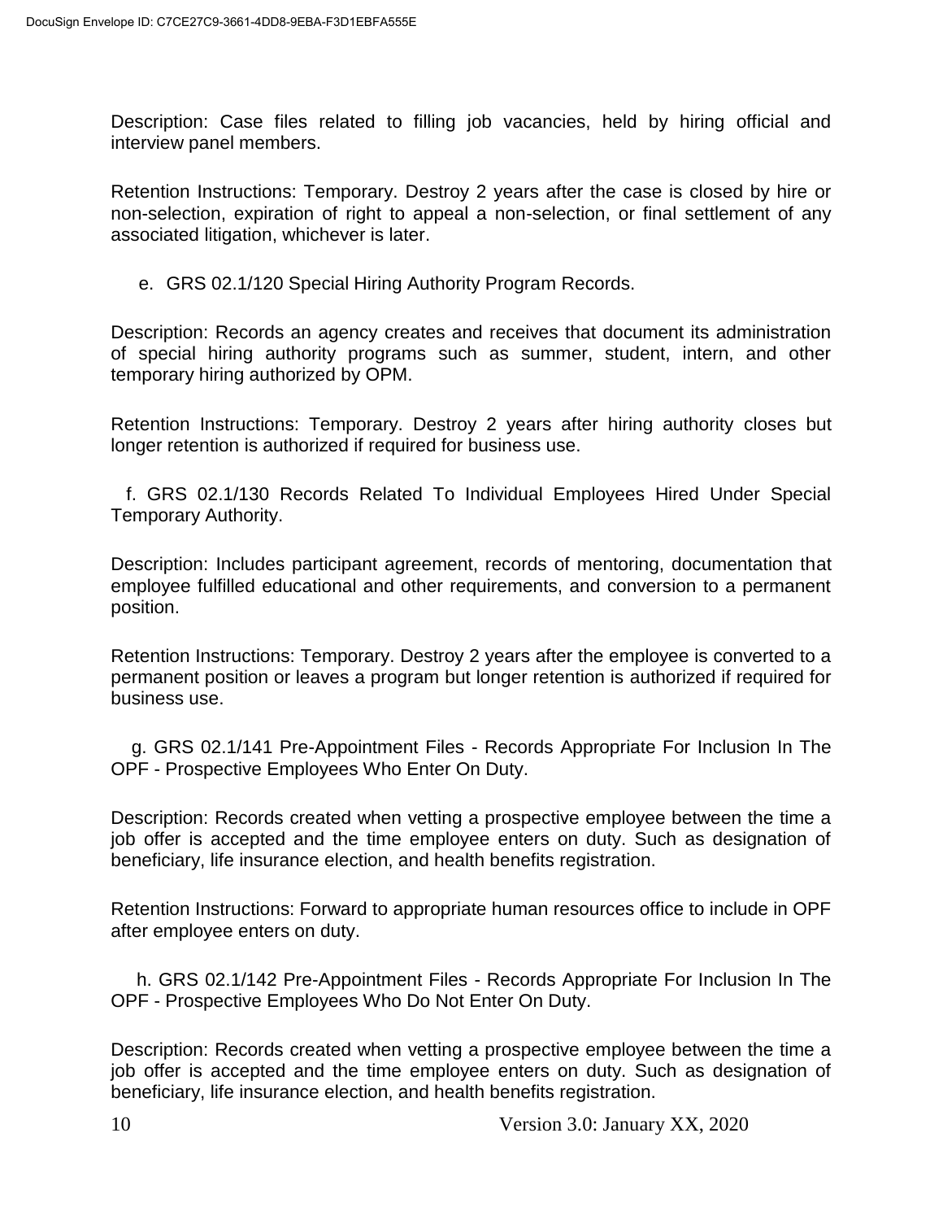Description: Case files related to filling job vacancies, held by hiring official and interview panel members.

Retention Instructions: Temporary. Destroy 2 years after the case is closed by hire or non-selection, expiration of right to appeal a non-selection, or final settlement of any associated litigation, whichever is later.

e. GRS 02.1/120 Special Hiring Authority Program Records.

Description: Records an agency creates and receives that document its administration of special hiring authority programs such as summer, student, intern, and other temporary hiring authorized by OPM.

Retention Instructions: Temporary. Destroy 2 years after hiring authority closes but longer retention is authorized if required for business use.

f. GRS 02.1/130 Records Related To Individual Employees Hired Under Special Temporary Authority.

Description: Includes participant agreement, records of mentoring, documentation that employee fulfilled educational and other requirements, and conversion to a permanent position.

Retention Instructions: Temporary. Destroy 2 years after the employee is converted to a permanent position or leaves a program but longer retention is authorized if required for business use.

g. GRS 02.1/141 Pre-Appointment Files - Records Appropriate For Inclusion In The OPF - Prospective Employees Who Enter On Duty.

Description: Records created when vetting a prospective employee between the time a job offer is accepted and the time employee enters on duty. Such as designation of beneficiary, life insurance election, and health benefits registration.

Retention Instructions: Forward to appropriate human resources office to include in OPF after employee enters on duty.

h. GRS 02.1/142 Pre-Appointment Files - Records Appropriate For Inclusion In The OPF - Prospective Employees Who Do Not Enter On Duty.

Description: Records created when vetting a prospective employee between the time a job offer is accepted and the time employee enters on duty. Such as designation of beneficiary, life insurance election, and health benefits registration.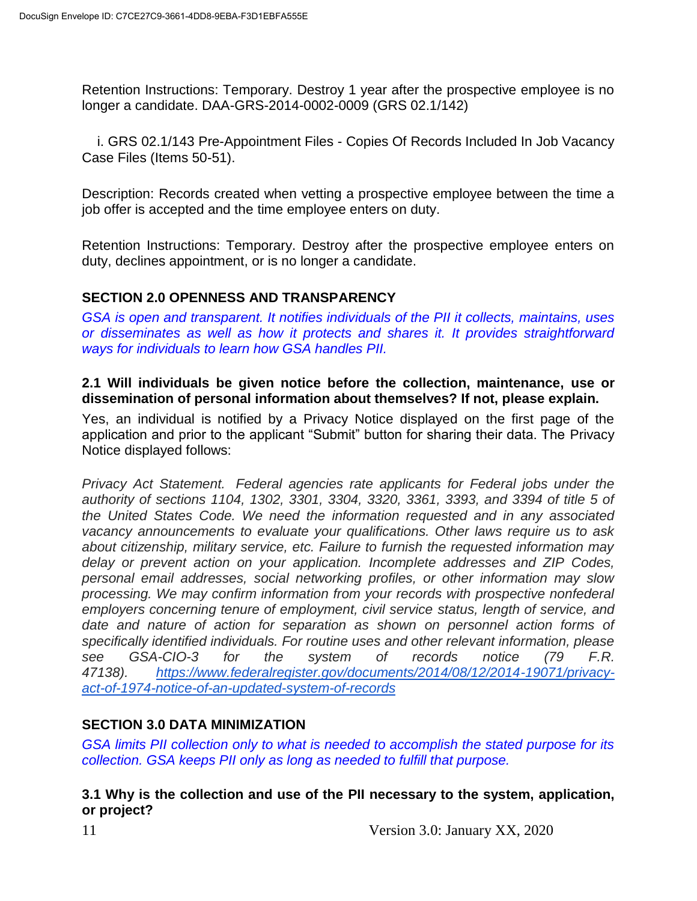Retention Instructions: Temporary. Destroy 1 year after the prospective employee is no longer a candidate. DAA-GRS-2014-0002-0009 (GRS 02.1/142)

i. GRS 02.1/143 Pre-Appointment Files - Copies Of Records Included In Job Vacancy Case Files (Items 50-51).

Description: Records created when vetting a prospective employee between the time a job offer is accepted and the time employee enters on duty.

Retention Instructions: Temporary. Destroy after the prospective employee enters on duty, declines appointment, or is no longer a candidate.

## SECTION 2.0 OPENNESS AND TRANSPARENCY

*GSA is open and transparent. It notifies individuals of the PII it collects, maintains, uses or disseminates as well as how it protects and shares it. It provides straightforward ways for individuals to learn how GSA handles PII.*

### 2.1 Will individuals be given notice before the collection, maintenance, use or dissemination of personal information about themselves? If not, please explain.

Yes, an individual is notified by a Privacy Notice displayed on the first page of the application and prior to the applicant "Submit" button for sharing their data. The Privacy Notice displayed follows:

*Privacy Act Statement. Federal agencies rate applicants for Federal jobs under the authority of sections 1104, 1302, 3301, 3304, 3320, 3361, 3393, and 3394 of title 5 of the United States Code. We need the information requested and in any associated vacancy announcements to evaluate your qualifications. Other laws require us to ask about citizenship, military service, etc. Failure to furnish the requested information may delay or prevent action on your application. Incomplete addresses and ZIP Codes, personal email addresses, social networking profiles, or other information may slow processing. We may confirm information from your records with prospective nonfederal employers concerning tenure of employment, civil service status, length of service, and date and nature of action for separation as shown on personnel action forms of specifically identified individuals. For routine uses and other relevant information, please see GSA-CIO-3 for the system of records notice (79 F.R. 47138). [https://www.federalregister.gov/documents/2014/08/12/2014-19071/privacy-act-of-1974-notice-of-an-updated-system-of-records](https://www.federalregister.gov/documents/2014/08/12/2014-19071/privacy-act-of-1974-notice-of-an-updated-system-of-records)*

## SECTION 3.0 DATA MINIMIZATION

*GSA limits PII collection only to what is needed to accomplish the stated purpose for its collection. GSA keeps PII only as long as needed to fulfill that purpose.*

### 3.1 Why is the collection and use of the PII necessary to the system, application, or project?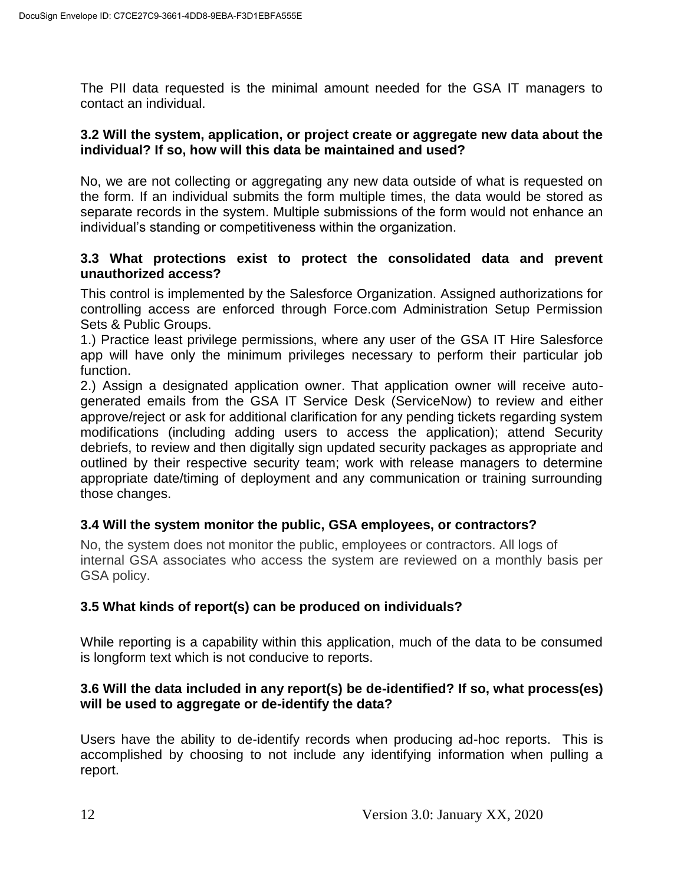The PII data requested is the minimal amount needed for the GSA IT managers to contact an individual.

### 3.2 Will the system, application, or project create or aggregate new data about the individual? If so, how will this data be maintained and used?

No, we are not collecting or aggregating any new data outside of what is requested on the form. If an individual submits the form multiple times, the data would be stored as separate records in the system. Multiple submissions of the form would not enhance an individual's standing or competitiveness within the organization.

### 3.3 What protections exist to protect the consolidated data and prevent unauthorized access?

This control is implemented by the Salesforce Organization. Assigned authorizations for controlling access are enforced through Force.com Administration Setup Permission Sets & Public Groups.

1.) Practice least privilege permissions, where any user of the GSA IT Hire Salesforce app will have only the minimum privileges necessary to perform their particular job function.

2.) Assign a designated application owner. That application owner will receive auto-generated emails from the GSA IT Service Desk (ServiceNow) to review and either approve/reject or ask for additional clarification for any pending tickets regarding system modifications (including adding users to access the application); attend Security debriefs, to review and then digitally sign updated security packages as appropriate and outlined by their respective security team; work with release managers to determine appropriate date/timing of deployment and any communication or training surrounding those changes.

### 3.4 Will the system monitor the public, GSA employees, or contractors?

No, the system does not monitor the public, employees or contractors. All logs of internal GSA associates who access the system are reviewed on a monthly basis per GSA policy.

### 3.5 What kinds of report(s) can be produced on individuals?

While reporting is a capability within this application, much of the data to be consumed is longform text which is not conducive to reports.

### 3.6 Will the data included in any report(s) be de-identified? If so, what process(es) will be used to aggregate or de-identify the data?

Users have the ability to de-identify records when producing ad-hoc reports. This is accomplished by choosing to not include any identifying information when pulling a report.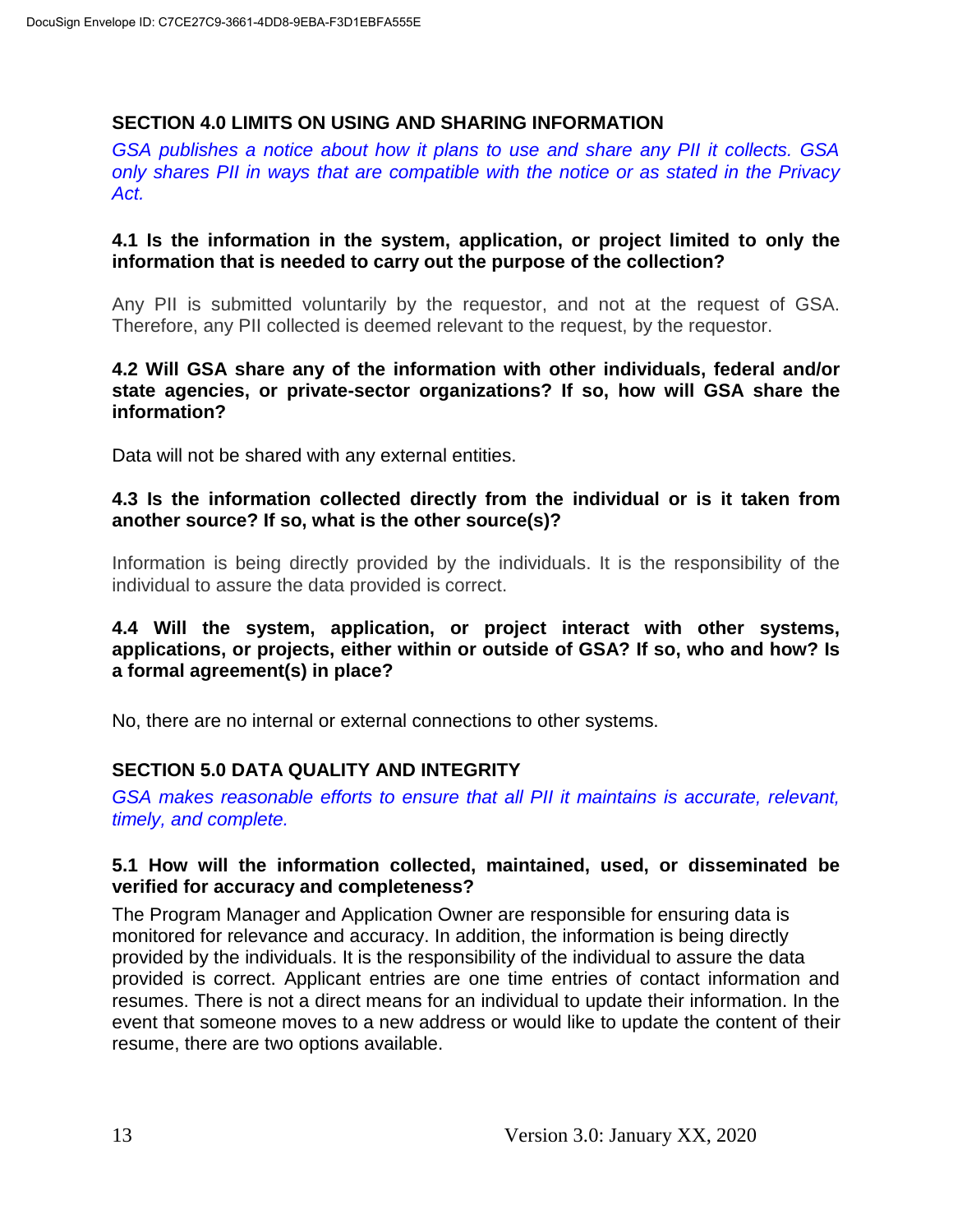## SECTION 4.0 LIMITS ON USING AND SHARING INFORMATION

*GSA publishes a notice about how it plans to use and share any PII it collects. GSA only shares PII in ways that are compatible with the notice or as stated in the Privacy Act.*

### 4.1 Is the information in the system, application, or project limited to only the information that is needed to carry out the purpose of the collection?

Any PII is submitted voluntarily by the requestor, and not at the request of GSA. Therefore, any PII collected is deemed relevant to the request, by the requestor.

### 4.2 Will GSA share any of the information with other individuals, federal and/or state agencies, or private-sector organizations? If so, how will GSA share the information?

Data will not be shared with any external entities.

### 4.3 Is the information collected directly from the individual or is it taken from another source? If so, what is the other source(s)?

Information is being directly provided by the individuals. It is the responsibility of the individual to assure the data provided is correct.

### 4.4 Will the system, application, or project interact with other systems, applications, or projects, either within or outside of GSA? If so, who and how? Is a formal agreement(s) in place?

No, there are no internal or external connections to other systems.

## SECTION 5.0 DATA QUALITY AND INTEGRITY

*GSA makes reasonable efforts to ensure that all PII it maintains is accurate, relevant, timely, and complete.*

### 5.1 How will the information collected, maintained, used, or disseminated be verified for accuracy and completeness?

The Program Manager and Application Owner are responsible for ensuring data is monitored for relevance and accuracy. In addition, the information is being directly provided by the individuals. It is the responsibility of the individual to assure the data provided is correct. Applicant entries are one time entries of contact information and resumes. There is not a direct means for an individual to update their information. In the event that someone moves to a new address or would like to update the content of their resume, there are two options available.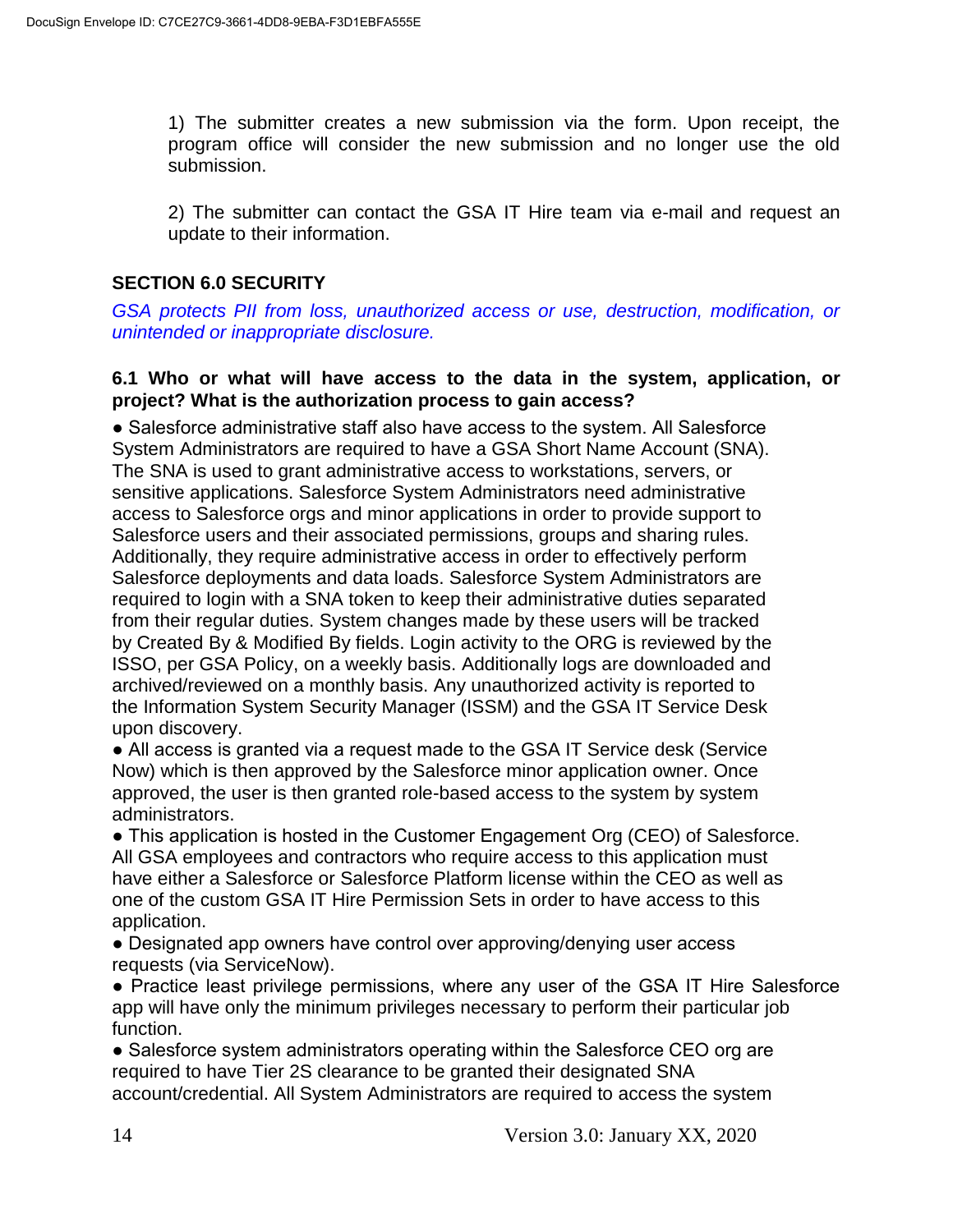1) The submitter creates a new submission via the form. Upon receipt, the program office will consider the new submission and no longer use the old submission.

2) The submitter can contact the GSA IT Hire team via e-mail and request an update to their information.

## SECTION 6.0 SECURITY

*GSA protects PII from loss, unauthorized access or use, destruction, modification, or unintended or inappropriate disclosure.*

### 6.1 Who or what will have access to the data in the system, application, or project? What is the authorization process to gain access?

- Salesforce administrative staff also have access to the system. All Salesforce System Administrators are required to have a GSA Short Name Account (SNA). The SNA is used to grant administrative access to workstations, servers, or sensitive applications. Salesforce System Administrators need administrative access to Salesforce orgs and minor applications in order to provide support to Salesforce users and their associated permissions, groups and sharing rules. Additionally, they require administrative access in order to effectively perform Salesforce deployments and data loads. Salesforce System Administrators are required to login with a SNA token to keep their administrative duties separated from their regular duties. System changes made by these users will be tracked by Created By & Modified By fields. Login activity to the ORG is reviewed by the ISSO, per GSA Policy, on a weekly basis. Additionally logs are downloaded and archived/reviewed on a monthly basis. Any unauthorized activity is reported to the Information System Security Manager (ISSM) and the GSA IT Service Desk upon discovery.
- All access is granted via a request made to the GSA IT Service desk (Service Now) which is then approved by the Salesforce minor application owner. Once approved, the user is then granted role-based access to the system by system administrators.
- This application is hosted in the Customer Engagement Org (CEO) of Salesforce. All GSA employees and contractors who require access to this application must have either a Salesforce or Salesforce Platform license within the CEO as well as one of the custom GSA IT Hire Permission Sets in order to have access to this application.
- Designated app owners have control over approving/denying user access requests (via ServiceNow).
- Practice least privilege permissions, where any user of the GSA IT Hire Salesforce app will have only the minimum privileges necessary to perform their particular job function.
- Salesforce system administrators operating within the Salesforce CEO org are required to have Tier 2S clearance to be granted their designated SNA account/credential. All System Administrators are required to access the system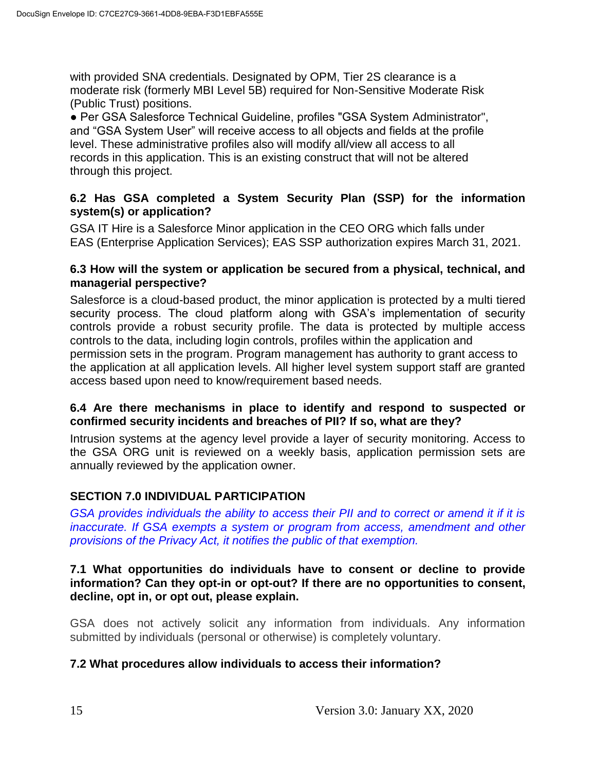with provided SNA credentials. Designated by OPM, Tier 2S clearance is a moderate risk (formerly MBI Level 5B) required for Non-Sensitive Moderate Risk (Public Trust) positions.

● Per GSA Salesforce Technical Guideline, profiles "GSA System Administrator", and "GSA System User" will receive access to all objects and fields at the profile level. These administrative profiles also will modify all/view all access to all records in this application. This is an existing construct that will not be altered through this project.

### 6.2 Has GSA completed a System Security Plan (SSP) for the information system(s) or application?

GSA IT Hire is a Salesforce Minor application in the CEO ORG which falls under EAS (Enterprise Application Services); EAS SSP authorization expires March 31, 2021.

### 6.3 How will the system or application be secured from a physical, technical, and managerial perspective?

Salesforce is a cloud-based product, the minor application is protected by a multi tiered security process. The cloud platform along with GSA's implementation of security controls provide a robust security profile. The data is protected by multiple access controls to the data, including login controls, profiles within the application and permission sets in the program. Program management has authority to grant access to the application at all application levels. All higher level system support staff are granted access based upon need to know/requirement based needs.

### 6.4 Are there mechanisms in place to identify and respond to suspected or confirmed security incidents and breaches of PII? If so, what are they?

Intrusion systems at the agency level provide a layer of security monitoring. Access to the GSA ORG unit is reviewed on a weekly basis, application permission sets are annually reviewed by the application owner.

## SECTION 7.0 INDIVIDUAL PARTICIPATION

*GSA provides individuals the ability to access their PII and to correct or amend it if it is inaccurate. If GSA exempts a system or program from access, amendment and other provisions of the Privacy Act, it notifies the public of that exemption.*

### 7.1 What opportunities do individuals have to consent or decline to provide information? Can they opt-in or opt-out? If there are no opportunities to consent, decline, opt in, or opt out, please explain.

GSA does not actively solicit any information from individuals. Any information submitted by individuals (personal or otherwise) is completely voluntary.

### 7.2 What procedures allow individuals to access their information?

Version 3.0: January XX, 2020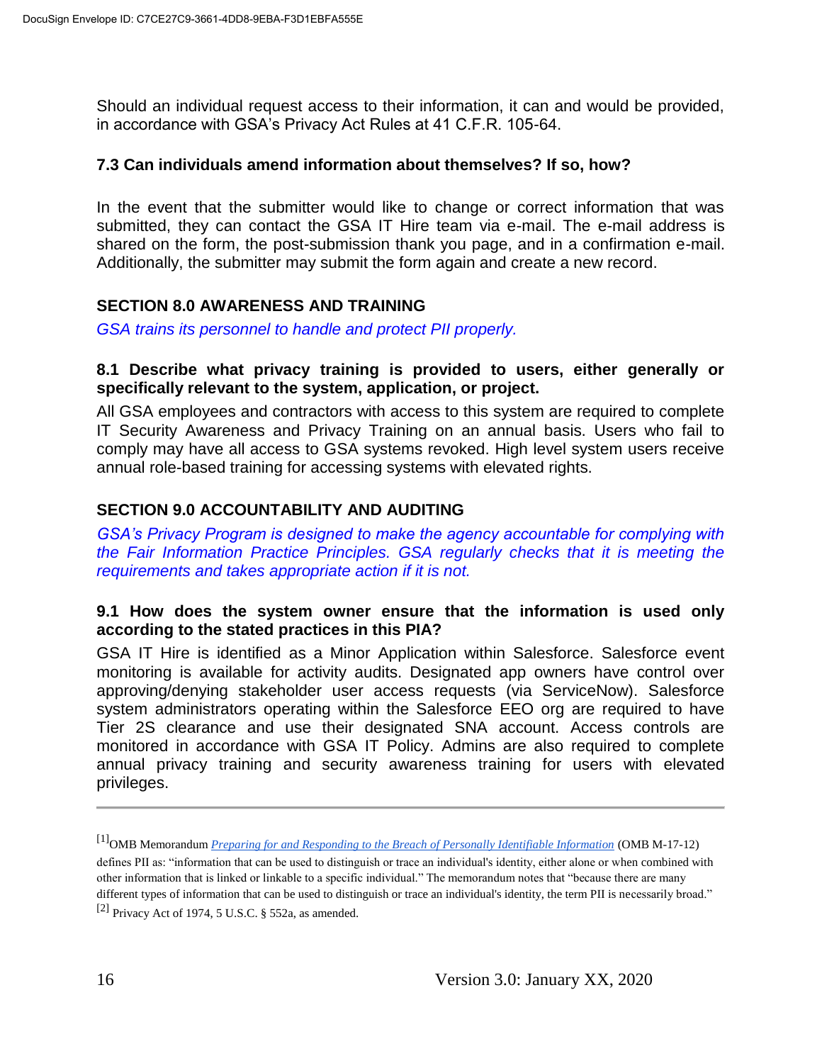Should an individual request access to their information, it can and would be provided, in accordance with GSA's Privacy Act Rules at 41 C.F.R. 105-64.

### 7.3 Can individuals amend information about themselves? If so, how?

In the event that the submitter would like to change or correct information that was submitted, they can contact the GSA IT Hire team via e-mail. The e-mail address is shared on the form, the post-submission thank you page, and in a confirmation e-mail. Additionally, the submitter may submit the form again and create a new record.

## SECTION 8.0 AWARENESS AND TRAINING

*GSA trains its personnel to handle and protect PII properly.*

### 8.1 Describe what privacy training is provided to users, either generally or specifically relevant to the system, application, or project.

All GSA employees and contractors with access to this system are required to complete IT Security Awareness and Privacy Training on an annual basis. Users who fail to comply may have all access to GSA systems revoked. High level system users receive annual role-based training for accessing systems with elevated rights.

## SECTION 9.0 ACCOUNTABILITY AND AUDITING

*GSA's Privacy Program is designed to make the agency accountable for complying with the Fair Information Practice Principles. GSA regularly checks that it is meeting the requirements and takes appropriate action if it is not.*

### 9.1 How does the system owner ensure that the information is used only according to the stated practices in this PIA?

GSA IT Hire is identified as a Minor Application within Salesforce. Salesforce event monitoring is available for activity audits. Designated app owners have control over approving/denying stakeholder user access requests (via ServiceNow). Salesforce system administrators operating within the Salesforce EEO org are required to have Tier 2S clearance and use their designated SNA account. Access controls are monitored in accordance with GSA IT Policy. Admins are also required to complete annual privacy training and security awareness training for users with elevated privileges.

---

[1] OMB Memorandum *Preparing for and Responding to the Breach of Personally Identifiable Information* (OMB M-17-12) defines PII as: "information that can be used to distinguish or trace an individual's identity, either alone or when combined with other information that is linked or linkable to a specific individual." The memorandum notes that "because there are many different types of information that can be used to distinguish or trace an individual's identity, the term PII is necessarily broad."

[2] Privacy Act of 1974, 5 U.S.C. § 552a, as amended.